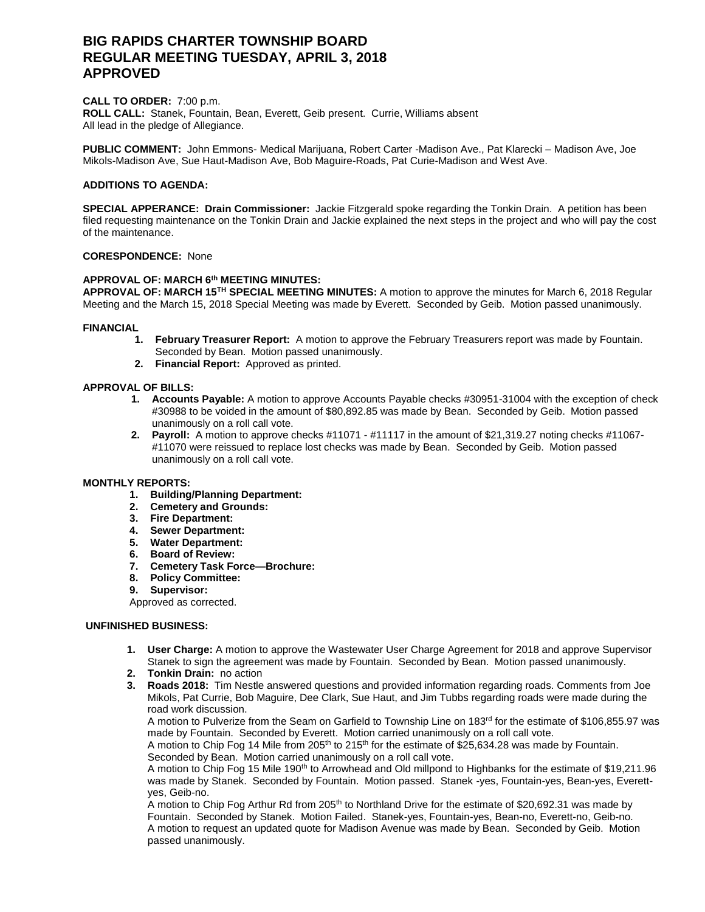# BIG RAPIDS CHARTER TOWNSHIP BOARD
# REGULAR MEETING TUESDAY, APRIL 3, 2018
# APPROVED

**CALL TO ORDER:** 7:00 p.m.
**ROLL CALL:** Stanek, Fountain, Bean, Everett, Geib present. Currie, Williams absent
All lead in the pledge of Allegiance.

**PUBLIC COMMENT:** John Emmons- Medical Marijuana, Robert Carter -Madison Ave., Pat Klarecki – Madison Ave, Joe Mikols-Madison Ave, Sue Haut-Madison Ave, Bob Maguire-Roads, Pat Curie-Madison and West Ave.

**ADDITIONS TO AGENDA:**

**SPECIAL APPERANCE: Drain Commissioner:** Jackie Fitzgerald spoke regarding the Tonkin Drain. A petition has been filed requesting maintenance on the Tonkin Drain and Jackie explained the next steps in the project and who will pay the cost of the maintenance.

**CORESPONDENCE:** None

**APPROVAL OF: MARCH 6th MEETING MINUTES:**
**APPROVAL OF: MARCH 15TH SPECIAL MEETING MINUTES:** A motion to approve the minutes for March 6, 2018 Regular Meeting and the March 15, 2018 Special Meeting was made by Everett. Seconded by Geib. Motion passed unanimously.

**FINANCIAL**

1. **February Treasurer Report:** A motion to approve the February Treasurers report was made by Fountain. Seconded by Bean. Motion passed unanimously.
2. **Financial Report:** Approved as printed.

**APPROVAL OF BILLS:**

1. **Accounts Payable:** A motion to approve Accounts Payable checks #30951-31004 with the exception of check #30988 to be voided in the amount of $80,892.85 was made by Bean. Seconded by Geib. Motion passed unanimously on a roll call vote.
2. **Payroll:** A motion to approve checks #11071 - #11117 in the amount of $21,319.27 noting checks #11067-#11070 were reissued to replace lost checks was made by Bean. Seconded by Geib. Motion passed unanimously on a roll call vote.

**MONTHLY REPORTS:**

1. **Building/Planning Department:**
2. **Cemetery and Grounds:**
3. **Fire Department:**
4. **Sewer Department:**
5. **Water Department:**
6. **Board of Review:**
7. **Cemetery Task Force—Brochure:**
8. **Policy Committee:**
9. **Supervisor:**

Approved as corrected.

**UNFINISHED BUSINESS:**

1. **User Charge:** A motion to approve the Wastewater User Charge Agreement for 2018 and approve Supervisor Stanek to sign the agreement was made by Fountain. Seconded by Bean. Motion passed unanimously.
2. **Tonkin Drain:** no action
3. **Roads 2018:** Tim Nestle answered questions and provided information regarding roads. Comments from Joe Mikols, Pat Currie, Bob Maguire, Dee Clark, Sue Haut, and Jim Tubbs regarding roads were made during the road work discussion.
   A motion to Pulverize from the Seam on Garfield to Township Line on 183rd for the estimate of $106,855.97 was made by Fountain. Seconded by Everett. Motion carried unanimously on a roll call vote.
   A motion to Chip Fog 14 Mile from 205th to 215th for the estimate of $25,634.28 was made by Fountain. Seconded by Bean. Motion carried unanimously on a roll call vote.
   A motion to Chip Fog 15 Mile 190th to Arrowhead and Old millpond to Highbanks for the estimate of $19,211.96 was made by Stanek. Seconded by Fountain. Motion passed. Stanek -yes, Fountain-yes, Bean-yes, Everett-yes, Geib-no.
   A motion to Chip Fog Arthur Rd from 205th to Northland Drive for the estimate of $20,692.31 was made by Fountain. Seconded by Stanek. Motion Failed. Stanek-yes, Fountain-yes, Bean-no, Everett-no, Geib-no.
   A motion to request an updated quote for Madison Avenue was made by Bean. Seconded by Geib. Motion passed unanimously.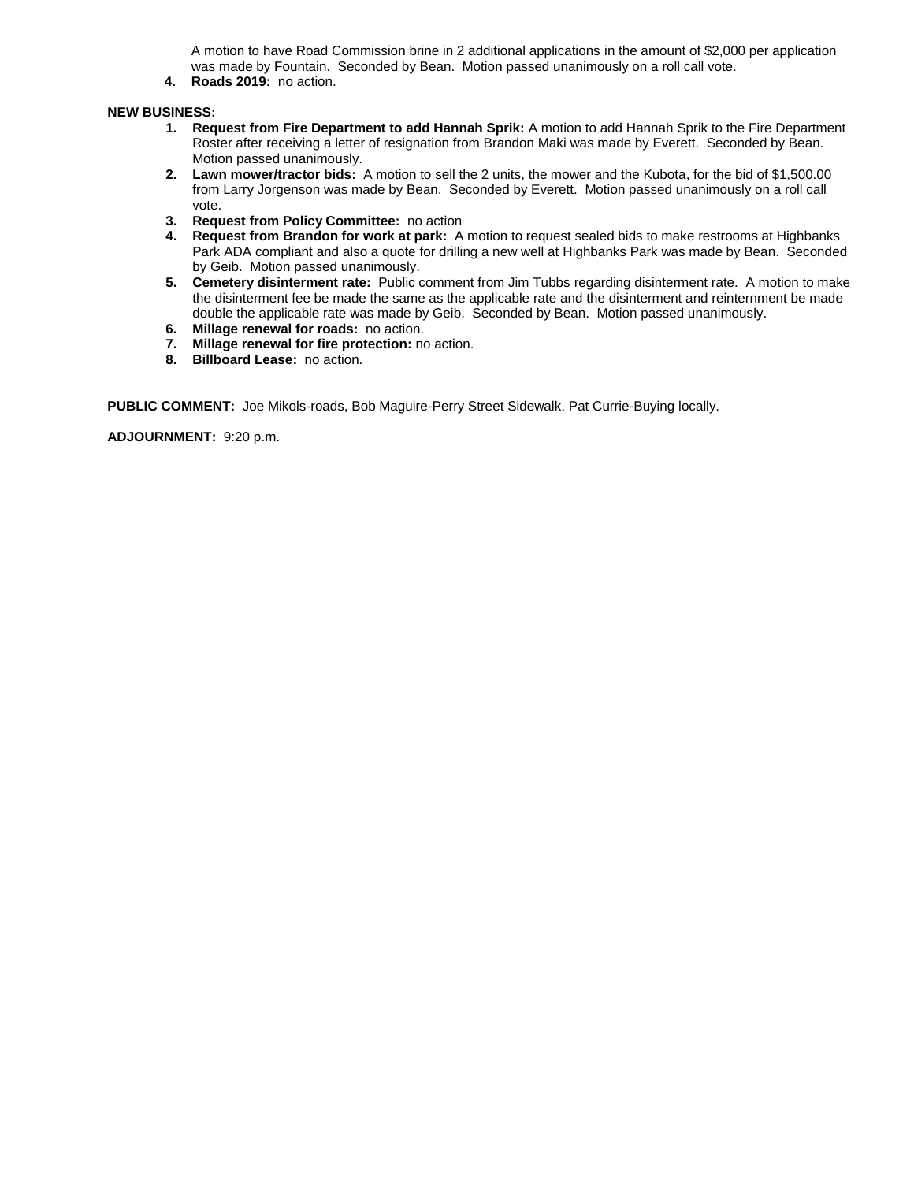A motion to have Road Commission brine in 2 additional applications in the amount of $2,000 per application was made by Fountain. Seconded by Bean. Motion passed unanimously on a roll call vote.

4. **Roads 2019:** no action.

**NEW BUSINESS:**

1. **Request from Fire Department to add Hannah Sprik:** A motion to add Hannah Sprik to the Fire Department Roster after receiving a letter of resignation from Brandon Maki was made by Everett. Seconded by Bean. Motion passed unanimously.
2. **Lawn mower/tractor bids:** A motion to sell the 2 units, the mower and the Kubota, for the bid of $1,500.00 from Larry Jorgenson was made by Bean. Seconded by Everett. Motion passed unanimously on a roll call vote.
3. **Request from Policy Committee:** no action
4. **Request from Brandon for work at park:** A motion to request sealed bids to make restrooms at Highbanks Park ADA compliant and also a quote for drilling a new well at Highbanks Park was made by Bean. Seconded by Geib. Motion passed unanimously.
5. **Cemetery disinterment rate:** Public comment from Jim Tubbs regarding disinterment rate. A motion to make the disinterment fee be made the same as the applicable rate and the disinterment and reinternment be made double the applicable rate was made by Geib. Seconded by Bean. Motion passed unanimously.
6. **Millage renewal for roads:** no action.
7. **Millage renewal for fire protection:** no action.
8. **Billboard Lease:** no action.

**PUBLIC COMMENT:** Joe Mikols-roads, Bob Maguire-Perry Street Sidewalk, Pat Currie-Buying locally.

**ADJOURNMENT:** 9:20 p.m.